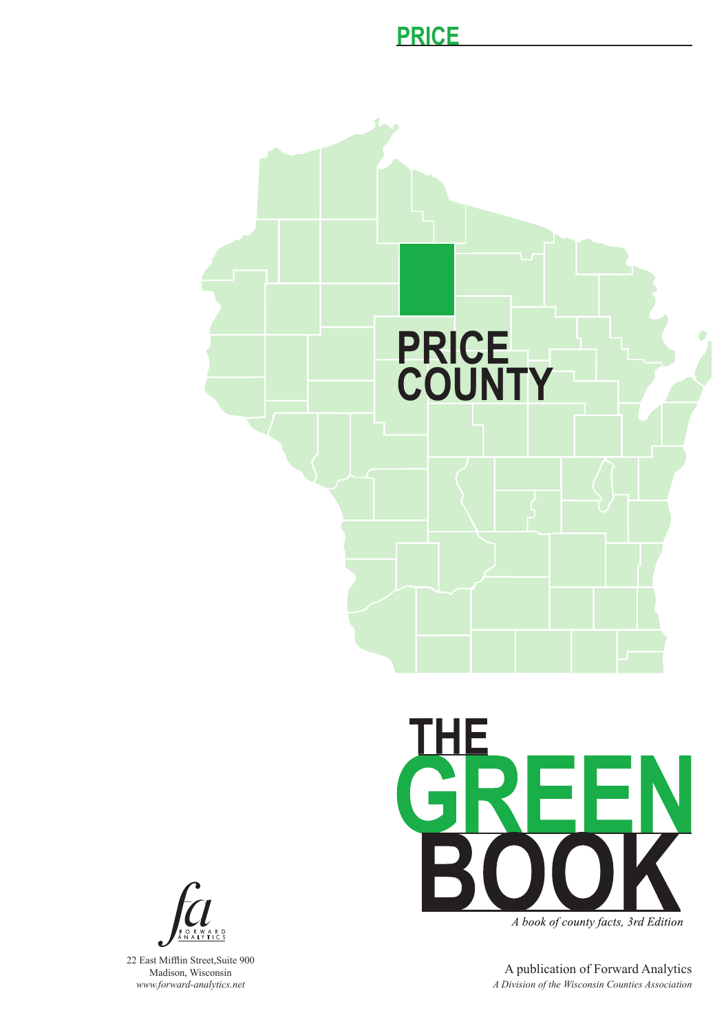# PRICE

# PRICE COUNTY

# THE GREEN BOOK

*A book of county facts, 3rd Edition*

FORWARD ANALYTICS

22 East Mifflin Street,Suite 900
Madison, Wisconsin
*www.forward-analytics.net*

A publication of Forward Analytics
*A Division of the Wisconsin Counties Association*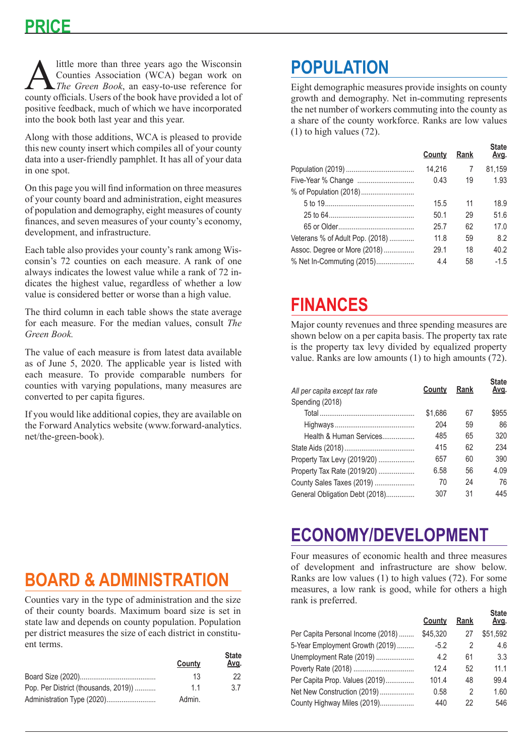# PRICE

A little more than three years ago the Wisconsin Counties Association (WCA) began work on *The Green Book*, an easy-to-use reference for county officials. Users of the book have provided a lot of positive feedback, much of which we have incorporated into the book both last year and this year.

Along with those additions, WCA is pleased to provide this new county insert which compiles all of your county data into a user-friendly pamphlet. It has all of your data in one spot.

On this page you will find information on three measures of your county board and administration, eight measures of population and demography, eight measures of county finances, and seven measures of your county's economy, development, and infrastructure.

Each table also provides your county's rank among Wisconsin's 72 counties on each measure. A rank of one always indicates the lowest value while a rank of 72 indicates the highest value, regardless of whether a low value is considered better or worse than a high value.

The third column in each table shows the state average for each measure. For the median values, consult *The Green Book.*

The value of each measure is from latest data available as of June 5, 2020. The applicable year is listed with each measure. To provide comparable numbers for counties with varying populations, many measures are converted to per capita figures.

If you would like additional copies, they are available on the Forward Analytics website (www.forward-analytics.net/the-green-book).

## BOARD & ADMINISTRATION

Counties vary in the type of administration and the size of their county boards. Maximum board size is set in state law and depends on county population. Population per district measures the size of each district in constituent terms.

| | County | State Avg. |
|---|---|---|
| Board Size (2020) | 13 | 22 |
| Pop. Per District (thousands, 2019)) | 1.1 | 3.7 |
| Administration Type (2020) | Admin. | |

## POPULATION

Eight demographic measures provide insights on county growth and demography. Net in-commuting represents the net number of workers commuting into the county as a share of the county workforce. Ranks are low values (1) to high values (72).

| | County | Rank | State Avg. |
|---|---|---|---|
| Population (2019) | 14,216 | 7 | 81,159 |
| Five-Year % Change | 0.43 | 19 | 1.93 |
| % of Population (2018) | | | |
| 5 to 19 | 15.5 | 11 | 18.9 |
| 25 to 64 | 50.1 | 29 | 51.6 |
| 65 or Older | 25.7 | 62 | 17.0 |
| Veterans % of Adult Pop. (2018) | 11.8 | 59 | 8.2 |
| Assoc. Degree or More (2018) | 29.1 | 18 | 40.2 |
| % Net In-Commuting (2015) | 4.4 | 58 | -1.5 |

## FINANCES

Major county revenues and three spending measures are shown below on a per capita basis. The property tax rate is the property tax levy divided by equalized property value. Ranks are low amounts (1) to high amounts (72).

| *All per capita except tax rate* | County | Rank | State Avg. |
|---|---|---|---|
| Spending (2018) | | | |
| Total | $1,686 | 67 | $955 |
| Highways | 204 | 59 | 86 |
| Health & Human Services | 485 | 65 | 320 |
| State Aids (2018) | 415 | 62 | 234 |
| Property Tax Levy (2019/20) | 657 | 60 | 390 |
| Property Tax Rate (2019/20) | 6.58 | 56 | 4.09 |
| County Sales Taxes (2019) | 70 | 24 | 76 |
| General Obligation Debt (2018) | 307 | 31 | 445 |

## ECONOMY/DEVELOPMENT

Four measures of economic health and three measures of development and infrastructure are show below. Ranks are low values (1) to high values (72). For some measures, a low rank is good, while for others a high rank is preferred.

| | County | Rank | State Avg. |
|---|---|---|---|
| Per Capita Personal Income (2018) | $45,320 | 27 | $51,592 |
| 5-Year Employment Growth (2019) | -5.2 | 2 | 4.6 |
| Unemployment Rate (2019) | 4.2 | 61 | 3.3 |
| Poverty Rate (2018) | 12.4 | 52 | 11.1 |
| Per Capita Prop. Values (2019) | 101.4 | 48 | 99.4 |
| Net New Construction (2019) | 0.58 | 2 | 1.60 |
| County Highway Miles (2019) | 440 | 22 | 546 |